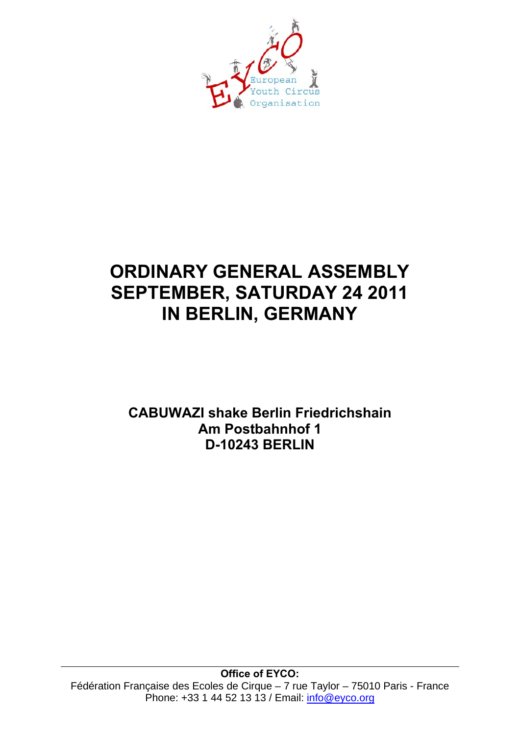# ORDINARY GENERAL ASSEMBLY SEPTEMBER, SATURDAY 24 2011 IN BERLIN, GERMANY

**CABUWAZI shake Berlin Friedrichshain**
**Am Postbahnhof 1**
**D-10243 BERLIN**

**Office of EYCO:**
Fédération Française des Ecoles de Cirque – 7 rue Taylor – 75010 Paris - France
Phone: +33 1 44 52 13 13 / Email: info@eyco.org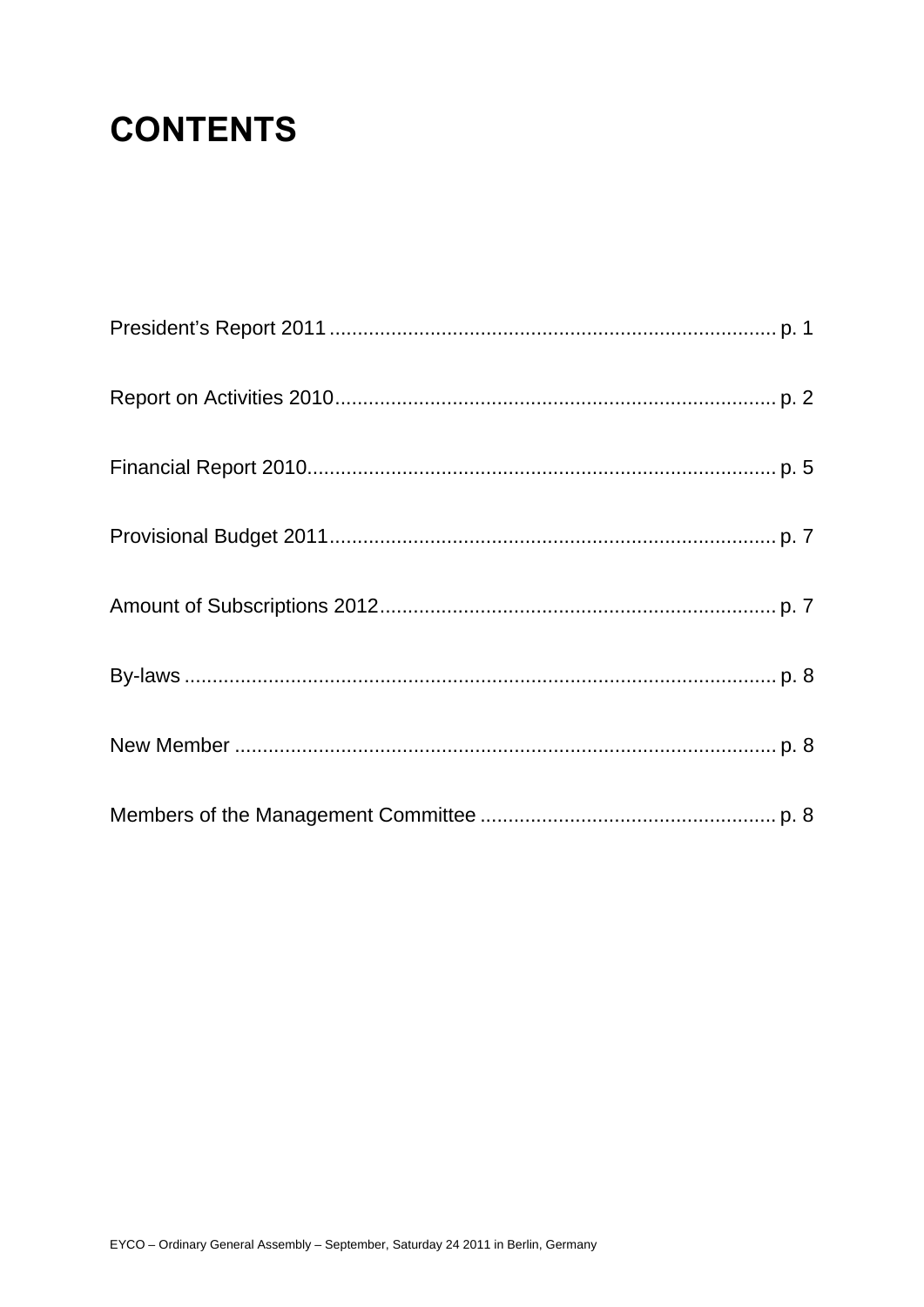# CONTENTS

President's Report 2011 ............................................................................... p. 1

Report on Activities 2010.............................................................................. p. 2

Financial Report 2010................................................................................... p. 5

Provisional Budget 2011............................................................................... p. 7

Amount of Subscriptions 2012...................................................................... p. 7

By-laws ......................................................................................................... p. 8

New Member ................................................................................................ p. 8

Members of the Management Committee .................................................... p. 8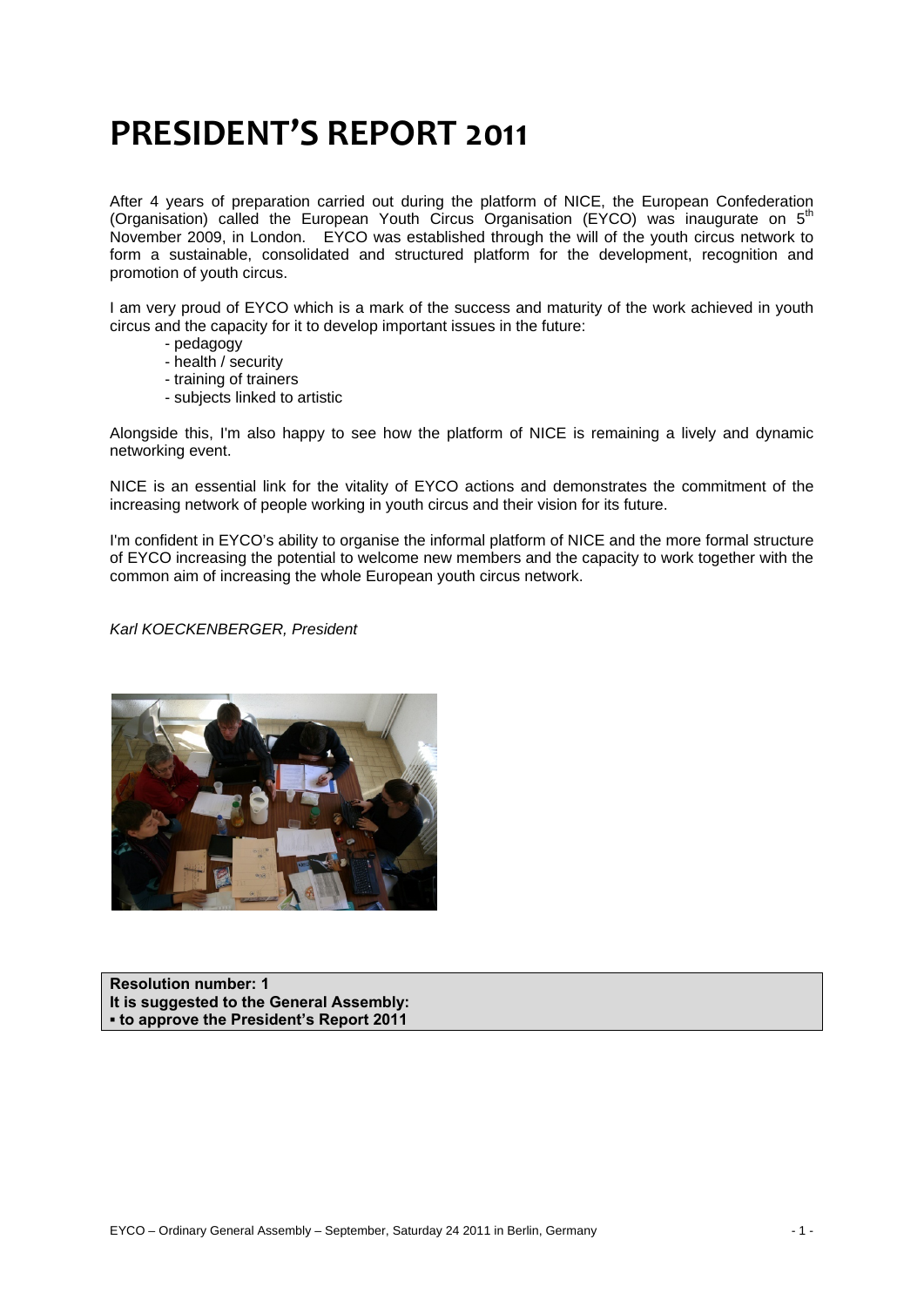# PRESIDENT'S REPORT 2011

After 4 years of preparation carried out during the platform of NICE, the European Confederation (Organisation) called the European Youth Circus Organisation (EYCO) was inaugurate on 5th November 2009, in London. EYCO was established through the will of the youth circus network to form a sustainable, consolidated and structured platform for the development, recognition and promotion of youth circus.

I am very proud of EYCO which is a mark of the success and maturity of the work achieved in youth circus and the capacity for it to develop important issues in the future:

- pedagogy
- health / security
- training of trainers
- subjects linked to artistic

Alongside this, I'm also happy to see how the platform of NICE is remaining a lively and dynamic networking event.

NICE is an essential link for the vitality of EYCO actions and demonstrates the commitment of the increasing network of people working in youth circus and their vision for its future.

I'm confident in EYCO's ability to organise the informal platform of NICE and the more formal structure of EYCO increasing the potential to welcome new members and the capacity to work together with the common aim of increasing the whole European youth circus network.

*Karl KOECKENBERGER, President*

**Resolution number: 1**
**It is suggested to the General Assembly:**
**▪ to approve the President's Report 2011**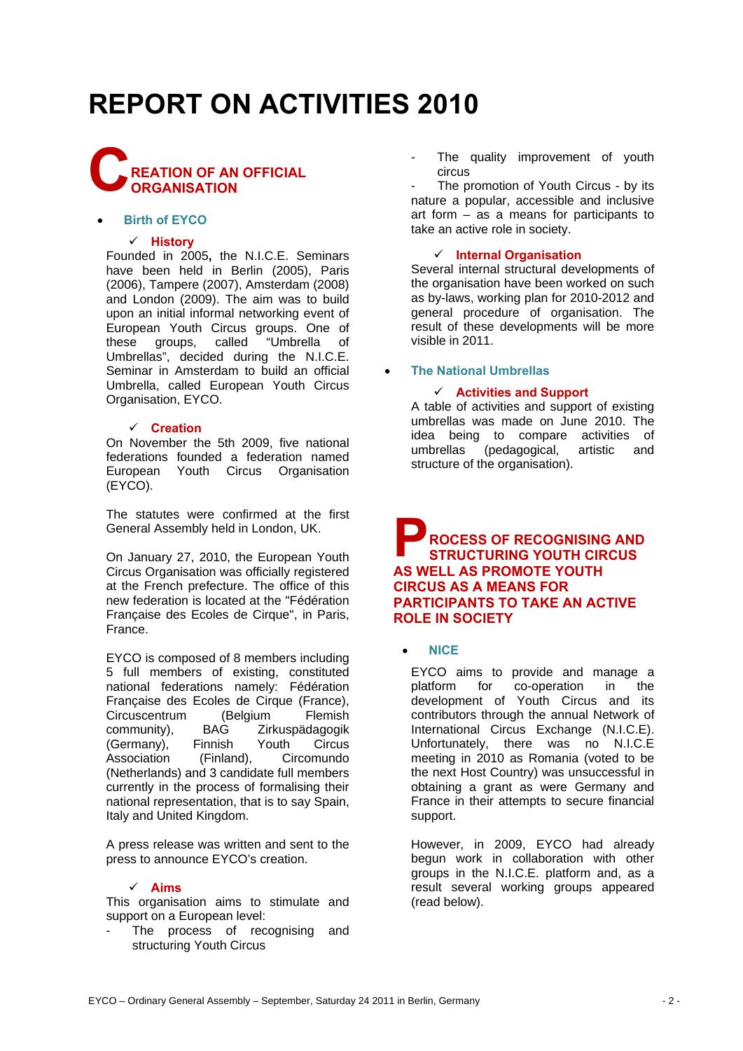# REPORT ON ACTIVITIES 2010

## CREATION OF AN OFFICIAL ORGANISATION

- **Birth of EYCO**

#### ✓ History

Founded in 2005, the N.I.C.E. Seminars have been held in Berlin (2005), Paris (2006), Tampere (2007), Amsterdam (2008) and London (2009). The aim was to build upon an initial informal networking event of European Youth Circus groups. One of these groups, called "Umbrella of Umbrellas", decided during the N.I.C.E. Seminar in Amsterdam to build an official Umbrella, called European Youth Circus Organisation, EYCO.

#### ✓ Creation

On November the 5th 2009, five national federations founded a federation named European Youth Circus Organisation (EYCO).

The statutes were confirmed at the first General Assembly held in London, UK.

On January 27, 2010, the European Youth Circus Organisation was officially registered at the French prefecture. The office of this new federation is located at the "Fédération Française des Ecoles de Cirque", in Paris, France.

EYCO is composed of 8 members including 5 full members of existing, constituted national federations namely: Fédération Française des Ecoles de Cirque (France), Circuscentrum (Belgium Flemish community), BAG Zirkuspädagogik (Germany), Finnish Youth Circus Association (Finland), Circomundo (Netherlands) and 3 candidate full members currently in the process of formalising their national representation, that is to say Spain, Italy and United Kingdom.

A press release was written and sent to the press to announce EYCO's creation.

#### ✓ Aims

This organisation aims to stimulate and support on a European level:

- The process of recognising and structuring Youth Circus
- The quality improvement of youth circus
- The promotion of Youth Circus - by its nature a popular, accessible and inclusive art form – as a means for participants to take an active role in society.

#### ✓ Internal Organisation

Several internal structural developments of the organisation have been worked on such as by-laws, working plan for 2010-2012 and general procedure of organisation. The result of these developments will be more visible in 2011.

- **The National Umbrellas**

#### ✓ Activities and Support

A table of activities and support of existing umbrellas was made on June 2010. The idea being to compare activities of umbrellas (pedagogical, artistic and structure of the organisation).

## PROCESS OF RECOGNISING AND STRUCTURING YOUTH CIRCUS AS WELL AS PROMOTE YOUTH CIRCUS AS A MEANS FOR PARTICIPANTS TO TAKE AN ACTIVE ROLE IN SOCIETY

- **NICE**

EYCO aims to provide and manage a platform for co-operation in the development of Youth Circus and its contributors through the annual Network of International Circus Exchange (N.I.C.E). Unfortunately, there was no N.I.C.E meeting in 2010 as Romania (voted to be the next Host Country) was unsuccessful in obtaining a grant as were Germany and France in their attempts to secure financial support.

However, in 2009, EYCO had already begun work in collaboration with other groups in the N.I.C.E. platform and, as a result several working groups appeared (read below).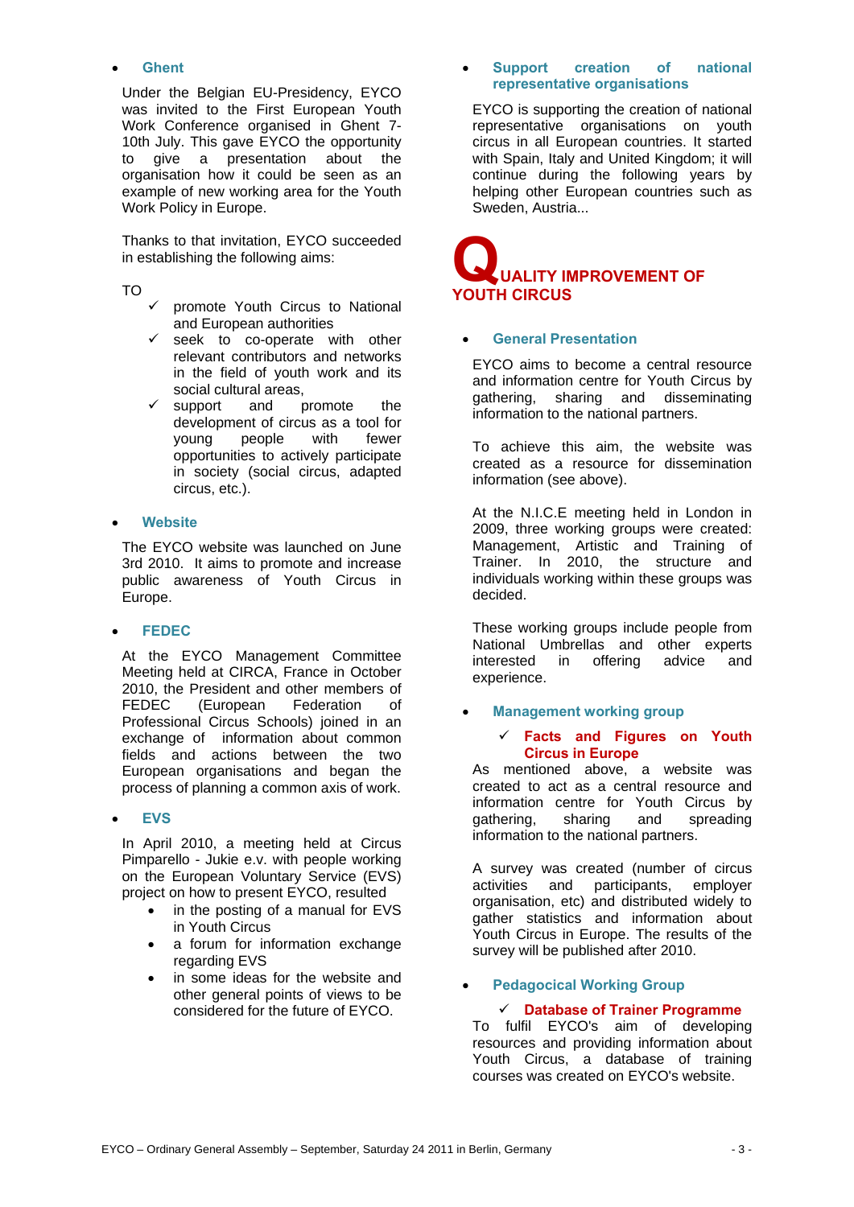- **Ghent**

Under the Belgian EU-Presidency, EYCO was invited to the First European Youth Work Conference organised in Ghent 7-10th July. This gave EYCO the opportunity to give a presentation about the organisation how it could be seen as an example of new working area for the Youth Work Policy in Europe.

Thanks to that invitation, EYCO succeeded in establishing the following aims:

TO

- ✓ promote Youth Circus to National and European authorities
- ✓ seek to co-operate with other relevant contributors and networks in the field of youth work and its social cultural areas,
- ✓ support and promote the development of circus as a tool for young people with fewer opportunities to actively participate in society (social circus, adapted circus, etc.).

- **Website**

The EYCO website was launched on June 3rd 2010. It aims to promote and increase public awareness of Youth Circus in Europe.

- **FEDEC**

At the EYCO Management Committee Meeting held at CIRCA, France in October 2010, the President and other members of FEDEC (European Federation of Professional Circus Schools) joined in an exchange of information about common fields and actions between the two European organisations and began the process of planning a common axis of work.

- **EVS**

In April 2010, a meeting held at Circus Pimparello - Jukie e.v. with people working on the European Voluntary Service (EVS) project on how to present EYCO, resulted

- in the posting of a manual for EVS in Youth Circus
- a forum for information exchange regarding EVS
- in some ideas for the website and other general points of views to be considered for the future of EYCO.

- **Support creation of national representative organisations**

EYCO is supporting the creation of national representative organisations on youth circus in all European countries. It started with Spain, Italy and United Kingdom; it will continue during the following years by helping other European countries such as Sweden, Austria...

## QUALITY IMPROVEMENT OF YOUTH CIRCUS

- **General Presentation**

EYCO aims to become a central resource and information centre for Youth Circus by gathering, sharing and disseminating information to the national partners.

To achieve this aim, the website was created as a resource for dissemination information (see above).

At the N.I.C.E meeting held in London in 2009, three working groups were created: Management, Artistic and Training of Trainer. In 2010, the structure and individuals working within these groups was decided.

These working groups include people from National Umbrellas and other experts interested in offering advice and experience.

- **Management working group**

  ✓ **Facts and Figures on Youth Circus in Europe**

As mentioned above, a website was created to act as a central resource and information centre for Youth Circus by gathering, sharing and spreading information to the national partners.

A survey was created (number of circus activities and participants, employer organisation, etc) and distributed widely to gather statistics and information about Youth Circus in Europe. The results of the survey will be published after 2010.

- **Pedagocical Working Group**

  ✓ **Database of Trainer Programme**

To fulfil EYCO's aim of developing resources and providing information about Youth Circus, a database of training courses was created on EYCO's website.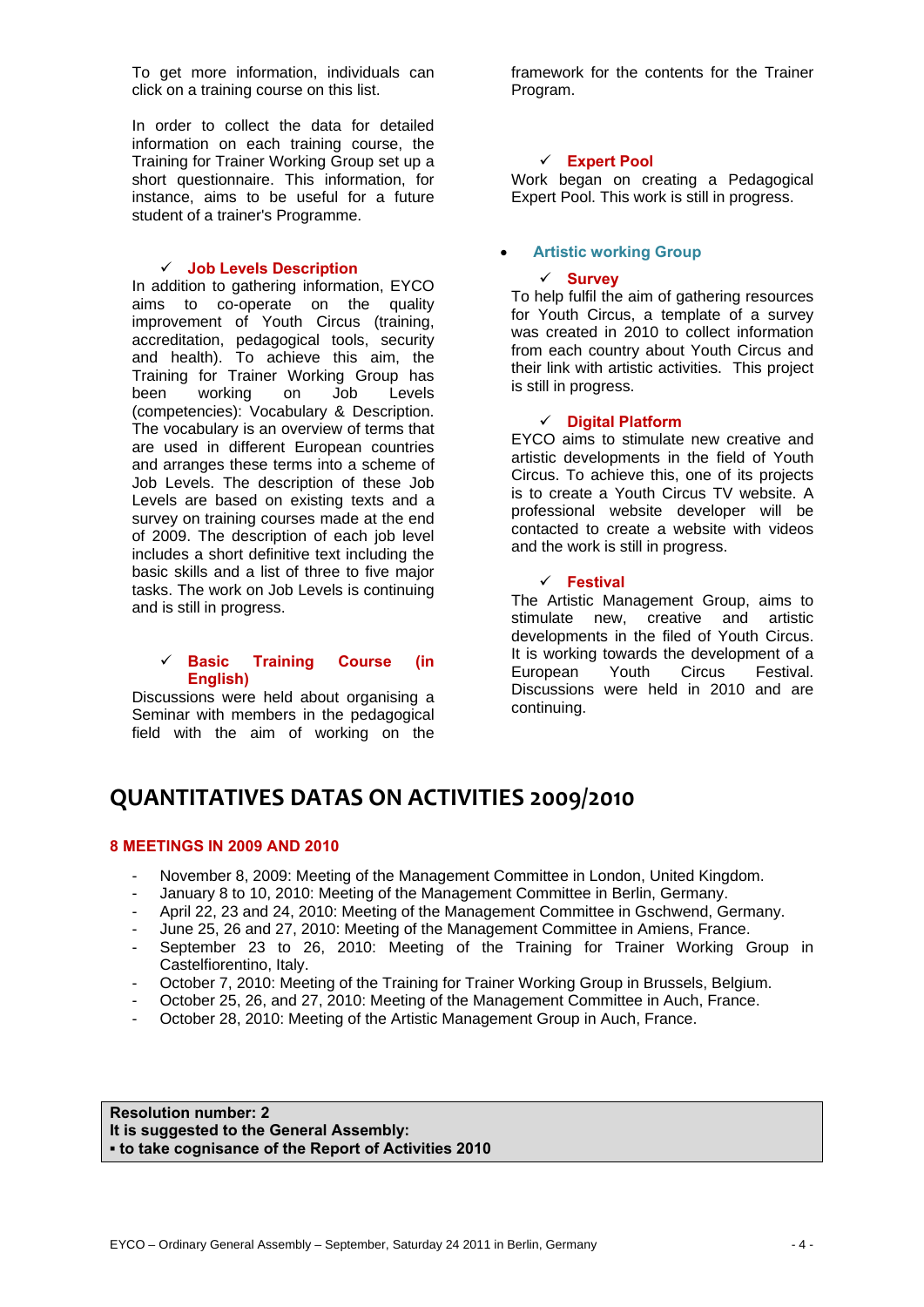To get more information, individuals can click on a training course on this list.

In order to collect the data for detailed information on each training course, the Training for Trainer Working Group set up a short questionnaire. This information, for instance, aims to be useful for a future student of a trainer's Programme.

✓ **Job Levels Description**

In addition to gathering information, EYCO aims to co-operate on the quality improvement of Youth Circus (training, accreditation, pedagogical tools, security and health). To achieve this aim, the Training for Trainer Working Group has been working on Job Levels (competencies): Vocabulary & Description. The vocabulary is an overview of terms that are used in different European countries and arranges these terms into a scheme of Job Levels. The description of these Job Levels are based on existing texts and a survey on training courses made at the end of 2009. The description of each job level includes a short definitive text including the basic skills and a list of three to five major tasks. The work on Job Levels is continuing and is still in progress.

✓ **Basic Training Course (in English)**

Discussions were held about organising a Seminar with members in the pedagogical field with the aim of working on the framework for the contents for the Trainer Program.

✓ **Expert Pool**

Work began on creating a Pedagogical Expert Pool. This work is still in progress.

- **Artistic working Group**

✓ **Survey**

To help fulfil the aim of gathering resources for Youth Circus, a template of a survey was created in 2010 to collect information from each country about Youth Circus and their link with artistic activities. This project is still in progress.

✓ **Digital Platform**

EYCO aims to stimulate new creative and artistic developments in the field of Youth Circus. To achieve this, one of its projects is to create a Youth Circus TV website. A professional website developer will be contacted to create a website with videos and the work is still in progress.

✓ **Festival**

The Artistic Management Group, aims to stimulate new, creative and artistic developments in the filed of Youth Circus. It is working towards the development of a European Youth Circus Festival. Discussions were held in 2010 and are continuing.

# QUANTITATIVES DATAS ON ACTIVITIES 2009/2010

**8 MEETINGS IN 2009 AND 2010**

- November 8, 2009: Meeting of the Management Committee in London, United Kingdom.
- January 8 to 10, 2010: Meeting of the Management Committee in Berlin, Germany.
- April 22, 23 and 24, 2010: Meeting of the Management Committee in Gschwend, Germany.
- June 25, 26 and 27, 2010: Meeting of the Management Committee in Amiens, France.
- September 23 to 26, 2010: Meeting of the Training for Trainer Working Group in Castelfiorentino, Italy.
- October 7, 2010: Meeting of the Training for Trainer Working Group in Brussels, Belgium.
- October 25, 26, and 27, 2010: Meeting of the Management Committee in Auch, France.
- October 28, 2010: Meeting of the Artistic Management Group in Auch, France.

**Resolution number: 2**
**It is suggested to the General Assembly:**
**▪ to take cognisance of the Report of Activities 2010**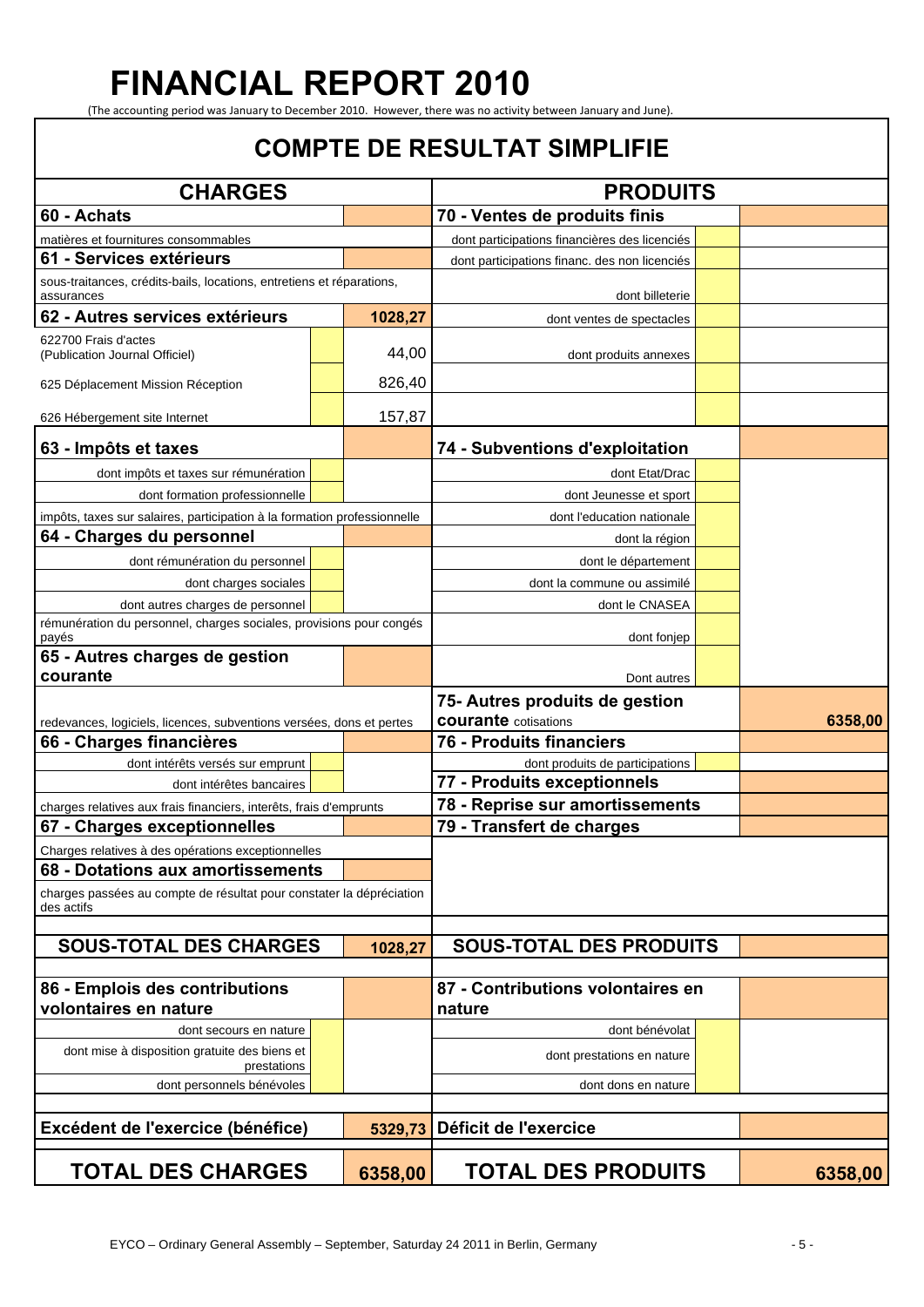# FINANCIAL REPORT 2010

(The accounting period was January to December 2010. However, there was no activity between January and June).

## COMPTE DE RESULTAT SIMPLIFIE

| CHARGES | | | PRODUITS | | |
|---|---|---|---|---|---|
| **60 - Achats** | | | **70 - Ventes de produits finis** | | |
| matières et fournitures consommables | | | dont participations financières des licenciés | | |
| **61 - Services extérieurs** | | | dont participations financ. des non licenciés | | |
| sous-traitances, crédits-bails, locations, entretiens et réparations, assurances | | | dont billeterie | | |
| **62 - Autres services extérieurs** | | **1028,27** | dont ventes de spectacles | | |
| 622700 Frais d'actes (Publication Journal Officiel) | | 44,00 | dont produits annexes | | |
| 625 Déplacement Mission Réception | | 826,40 | | | |
| 626 Hébergement site Internet | | 157,87 | | | |
| **63 - Impôts et taxes** | | | **74 - Subventions d'exploitation** | | |
| dont impôts et taxes sur rémunération | | | dont Etat/Drac | | |
| dont formation professionnelle | | | dont Jeunesse et sport | | |
| impôts, taxes sur salaires, participation à la formation professionnelle | | | dont l'education nationale | | |
| **64 - Charges du personnel** | | | dont la région | | |
| dont rémunération du personnel | | | dont le département | | |
| dont charges sociales | | | dont la commune ou assimilé | | |
| dont autres charges de personnel | | | dont le CNASEA | | |
| rémunération du personnel, charges sociales, provisions pour congés payés | | | dont fonjep | | |
| **65 - Autres charges de gestion courante** | | | Dont autres | | |
| redevances, logiciels, licences, subventions versées, dons et pertes | | | **75- Autres produits de gestion courante** cotisations | | **6358,00** |
| **66 - Charges financières** | | | **76 - Produits financiers** | | |
| dont intérêts versés sur emprunt | | | dont produits de participations | | |
| dont intérêtes bancaires | | | **77 - Produits exceptionnels** | | |
| charges relatives aux frais financiers, interêts, frais d'emprunts | | | **78 - Reprise sur amortissements** | | |
| **67 - Charges exceptionnelles** | | | **79 - Transfert de charges** | | |
| Charges relatives à des opérations exceptionnelles | | | | | |
| **68 - Dotations aux amortissements** | | | | | |
| charges passées au compte de résultat pour constater la dépréciation des actifs | | | | | |
| **SOUS-TOTAL DES CHARGES** | | **1028,27** | **SOUS-TOTAL DES PRODUITS** | | |
| **86 - Emplois des contributions volontaires en nature** | | | **87 - Contributions volontaires en nature** | | |
| dont secours en nature | | | dont bénévolat | | |
| dont mise à disposition gratuite des biens et prestations | | | dont prestations en nature | | |
| dont personnels bénévoles | | | dont dons en nature | | |
| **Excédent de l'exercice (bénéfice)** | | **5329,73** | **Déficit de l'exercice** | | |
| **TOTAL DES CHARGES** | | **6358,00** | **TOTAL DES PRODUITS** | | **6358,00** |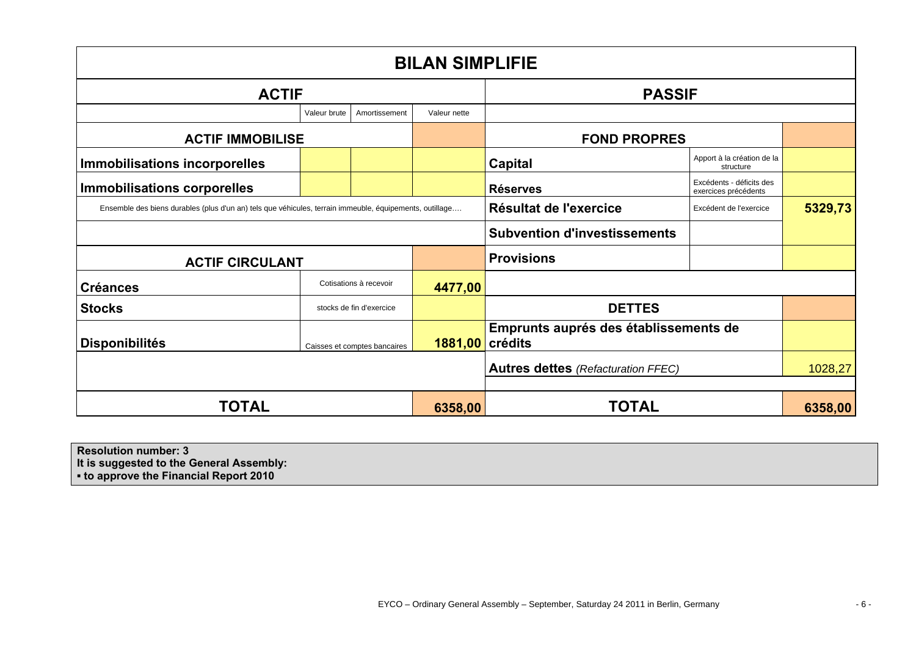# BILAN SIMPLIFIE

| ACTIF | | | | PASSIF | | |
|---|---|---|---|---|---|---|
| | Valeur brute | Amortissement | Valeur nette | | | |
| **ACTIF IMMOBILISE** | | | | **FOND PROPRES** | | |
| **Immobilisations incorporelles** | | | | **Capital** | Apport à la création de la structure | |
| **Immobilisations corporelles** | | | | **Réserves** | Excédents - déficits des exercices précédents | |
| Ensemble des biens durables (plus d'un an) tels que véhicules, terrain immeuble, équipements, outillage…. | | | | **Résultat de l'exercice** | Excédent de l'exercice | **5329,73** |
| | | | | **Subvention d'investissements** | | |
| **ACTIF CIRCULANT** | | | | **Provisions** | | |
| **Créances** | Cotisations à recevoir | | **4477,00** | | | |
| **Stocks** | stocks de fin d'exercice | | | **DETTES** | | |
| **Disponibilités** | Caisses et comptes bancaires | | **1881,00** | **Emprunts auprés des établissements de crédits** | | |
| | | | | **Autres dettes** *(Refacturation FFEC)* | | 1028,27 |
| **TOTAL** | | | **6358,00** | **TOTAL** | | **6358,00** |

**Resolution number: 3**
**It is suggested to the General Assembly:**
**▪ to approve the Financial Report 2010**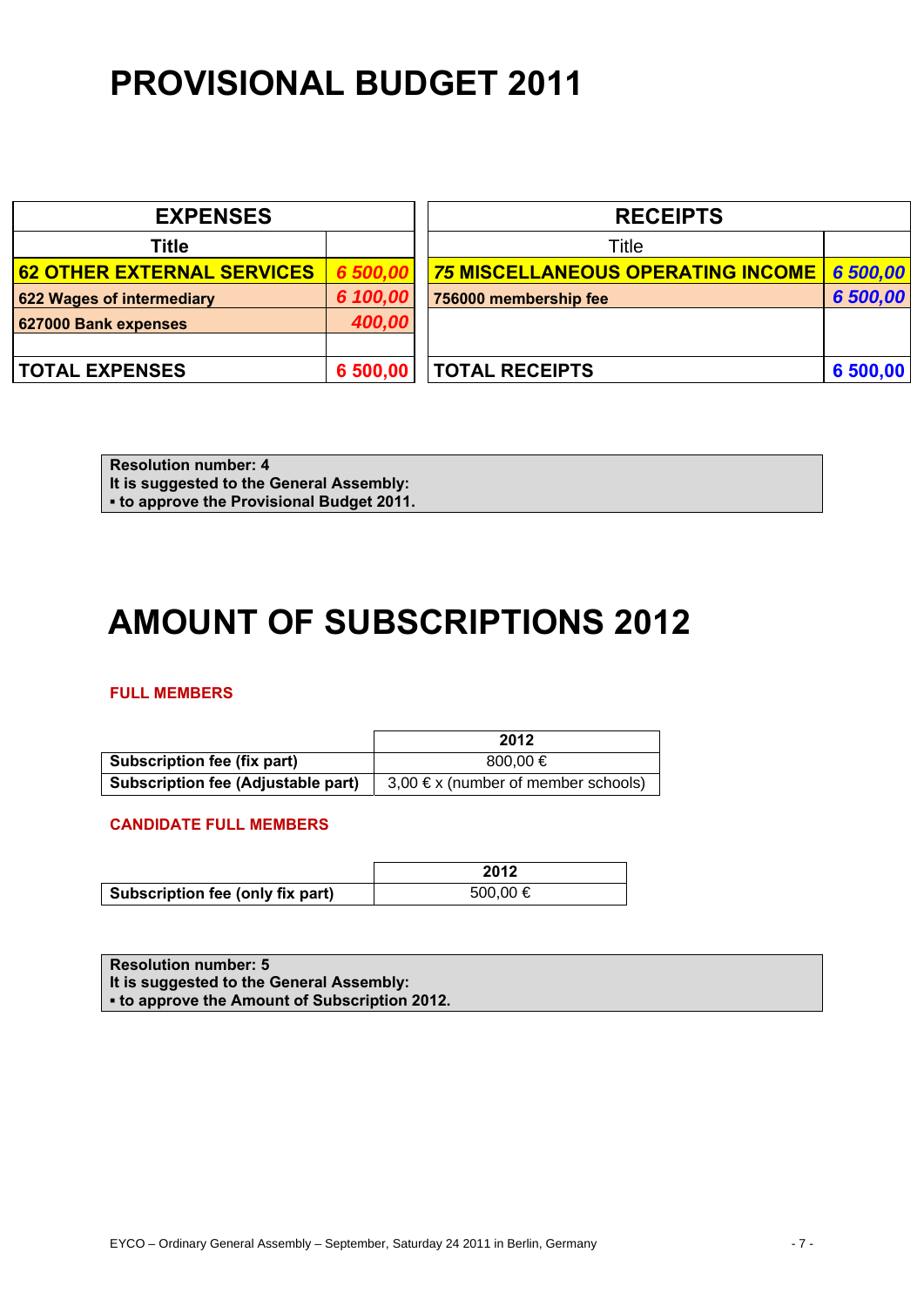# PROVISIONAL BUDGET 2011

| EXPENSES | |
|---|---|
| Title | |
| **62 OTHER EXTERNAL SERVICES** | ***6 500,00*** |
| **622 Wages of intermediary** | ***6 100,00*** |
| **627000 Bank expenses** | ***400,00*** |
| | |
| **TOTAL EXPENSES** | **6 500,00** |

| RECEIPTS | |
|---|---|
| Title | |
| ***75* MISCELLANEOUS OPERATING INCOME** | ***6 500,00*** |
| **756000 membership fee** | ***6 500,00*** |
| | |
| **TOTAL RECEIPTS** | **6 500,00** |

**Resolution number: 4**
**It is suggested to the General Assembly:**
**▪ to approve the Provisional Budget 2011.**

# AMOUNT OF SUBSCRIPTIONS 2012

**FULL MEMBERS**

| | 2012 |
|---|---|
| **Subscription fee (fix part)** | 800,00 € |
| **Subscription fee (Adjustable part)** | 3,00 € x (number of member schools) |

**CANDIDATE FULL MEMBERS**

| | 2012 |
|---|---|
| **Subscription fee (only fix part)** | 500,00 € |

**Resolution number: 5**
**It is suggested to the General Assembly:**
**▪ to approve the Amount of Subscription 2012.**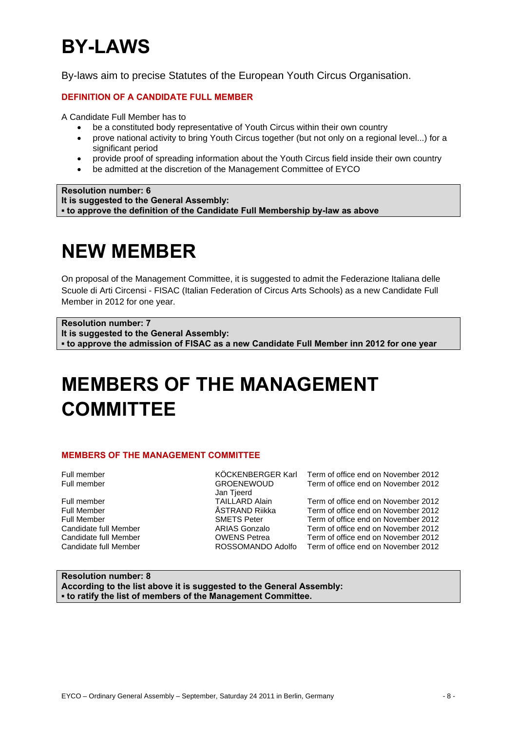# BY-LAWS

By-laws aim to precise Statutes of the European Youth Circus Organisation.

### DEFINITION OF A CANDIDATE FULL MEMBER

A Candidate Full Member has to

- be a constituted body representative of Youth Circus within their own country
- prove national activity to bring Youth Circus together (but not only on a regional level...) for a significant period
- provide proof of spreading information about the Youth Circus field inside their own country
- be admitted at the discretion of the Management Committee of EYCO

**Resolution number: 6**
**It is suggested to the General Assembly:**
**▪ to approve the definition of the Candidate Full Membership by-law as above**

# NEW MEMBER

On proposal of the Management Committee, it is suggested to admit the Federazione Italiana delle Scuole di Arti Circensi - FISAC (Italian Federation of Circus Arts Schools) as a new Candidate Full Member in 2012 for one year.

**Resolution number: 7**
**It is suggested to the General Assembly:**
**▪ to approve the admission of FISAC as a new Candidate Full Member inn 2012 for one year**

# MEMBERS OF THE MANAGEMENT COMMITTEE

### MEMBERS OF THE MANAGEMENT COMMITTEE

| | | |
|---|---|---|
| Full member | KÖCKENBERGER Karl | Term of office end on November 2012 |
| Full member | GROENEWOUD Jan Tjeerd | Term of office end on November 2012 |
| Full member | TAILLARD Alain | Term of office end on November 2012 |
| Full Member | ÅSTRAND Riikka | Term of office end on November 2012 |
| Full Member | SMETS Peter | Term of office end on November 2012 |
| Candidate full Member | ARIAS Gonzalo | Term of office end on November 2012 |
| Candidate full Member | OWENS Petrea | Term of office end on November 2012 |
| Candidate full Member | ROSSOMANDO Adolfo | Term of office end on November 2012 |

**Resolution number: 8**
**According to the list above it is suggested to the General Assembly:**
**▪ to ratify the list of members of the Management Committee.**